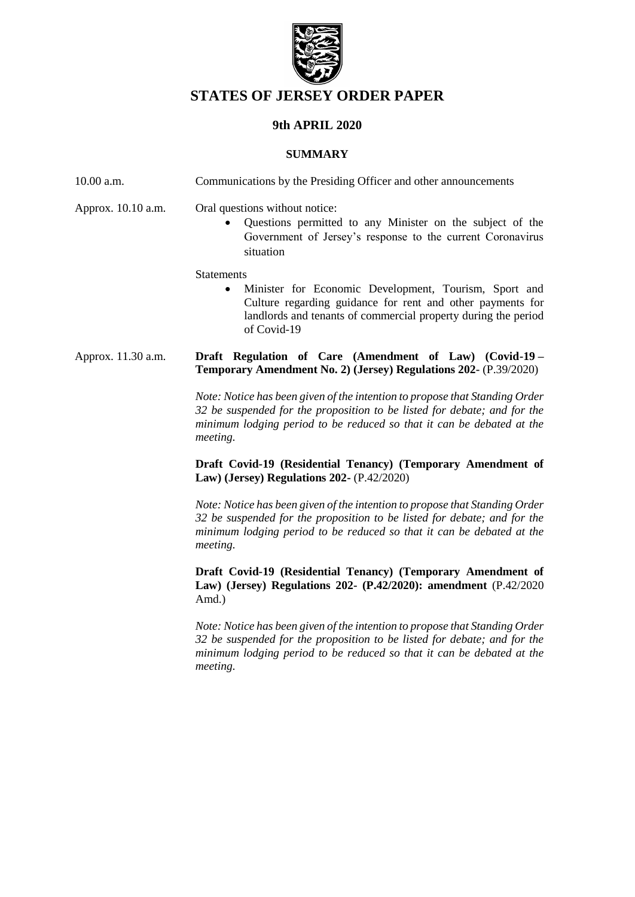# STATES OF JERSEY ORDER PAPER

## 9th APRIL 2020

### SUMMARY

10.00 a.m. Communications by the Presiding Officer and other announcements

Approx. 10.10 a.m. Oral questions without notice:

- Questions permitted to any Minister on the subject of the Government of Jersey's response to the current Coronavirus situation

Statements

- Minister for Economic Development, Tourism, Sport and Culture regarding guidance for rent and other payments for landlords and tenants of commercial property during the period of Covid-19

Approx. 11.30 a.m. **Draft Regulation of Care (Amendment of Law) (Covid-19 – Temporary Amendment No. 2) (Jersey) Regulations 202-** (P.39/2020)

*Note: Notice has been given of the intention to propose that Standing Order 32 be suspended for the proposition to be listed for debate; and for the minimum lodging period to be reduced so that it can be debated at the meeting.*

**Draft Covid-19 (Residential Tenancy) (Temporary Amendment of Law) (Jersey) Regulations 202-** (P.42/2020)

*Note: Notice has been given of the intention to propose that Standing Order 32 be suspended for the proposition to be listed for debate; and for the minimum lodging period to be reduced so that it can be debated at the meeting.*

**Draft Covid-19 (Residential Tenancy) (Temporary Amendment of Law) (Jersey) Regulations 202- (P.42/2020): amendment** (P.42/2020 Amd.)

*Note: Notice has been given of the intention to propose that Standing Order 32 be suspended for the proposition to be listed for debate; and for the minimum lodging period to be reduced so that it can be debated at the meeting.*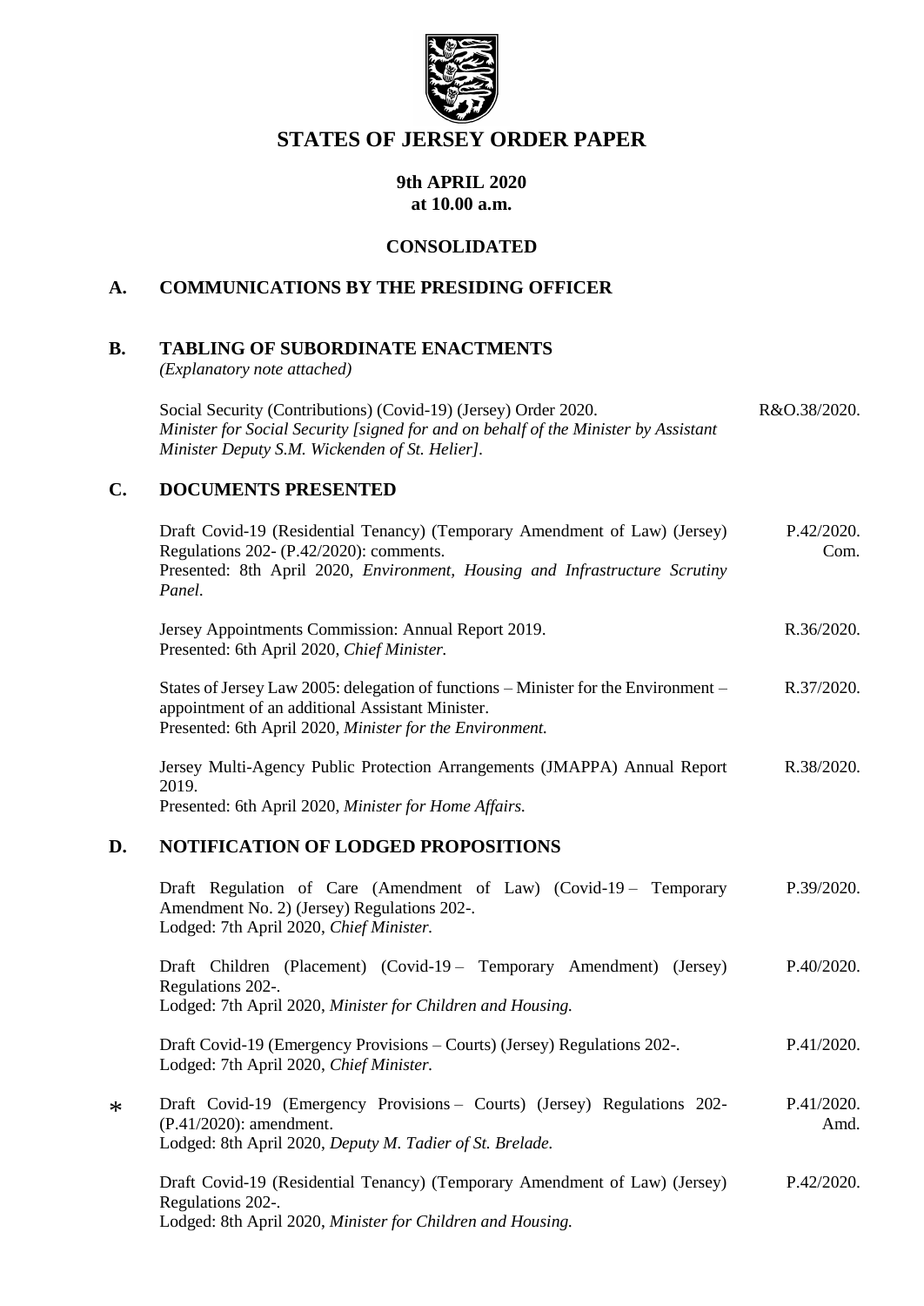# STATES OF JERSEY ORDER PAPER

**9th APRIL 2020**
**at 10.00 a.m.**

**CONSOLIDATED**

## A. COMMUNICATIONS BY THE PRESIDING OFFICER

## B. TABLING OF SUBORDINATE ENACTMENTS

*(Explanatory note attached)*

Social Security (Contributions) (Covid-19) (Jersey) Order 2020. — R&O.38/2020.
*Minister for Social Security [signed for and on behalf of the Minister by Assistant Minister Deputy S.M. Wickenden of St. Helier].*

## C. DOCUMENTS PRESENTED

Draft Covid-19 (Residential Tenancy) (Temporary Amendment of Law) (Jersey) Regulations 202- (P.42/2020): comments. — P.42/2020. Com.
Presented: 8th April 2020, *Environment, Housing and Infrastructure Scrutiny Panel.*

Jersey Appointments Commission: Annual Report 2019. — R.36/2020.
Presented: 6th April 2020, *Chief Minister.*

States of Jersey Law 2005: delegation of functions – Minister for the Environment – appointment of an additional Assistant Minister. — R.37/2020.
Presented: 6th April 2020, *Minister for the Environment.*

Jersey Multi-Agency Public Protection Arrangements (JMAPPA) Annual Report 2019. — R.38/2020.
Presented: 6th April 2020, *Minister for Home Affairs.*

## D. NOTIFICATION OF LODGED PROPOSITIONS

Draft Regulation of Care (Amendment of Law) (Covid-19 – Temporary Amendment No. 2) (Jersey) Regulations 202-. — P.39/2020.
Lodged: 7th April 2020, *Chief Minister.*

Draft Children (Placement) (Covid-19 – Temporary Amendment) (Jersey) Regulations 202-. — P.40/2020.
Lodged: 7th April 2020, *Minister for Children and Housing.*

Draft Covid-19 (Emergency Provisions – Courts) (Jersey) Regulations 202-. — P.41/2020.
Lodged: 7th April 2020, *Chief Minister.*

\* Draft Covid-19 (Emergency Provisions – Courts) (Jersey) Regulations 202- (P.41/2020): amendment. — P.41/2020. Amd.
Lodged: 8th April 2020, *Deputy M. Tadier of St. Brelade.*

Draft Covid-19 (Residential Tenancy) (Temporary Amendment of Law) (Jersey) Regulations 202-. — P.42/2020.
Lodged: 8th April 2020, *Minister for Children and Housing.*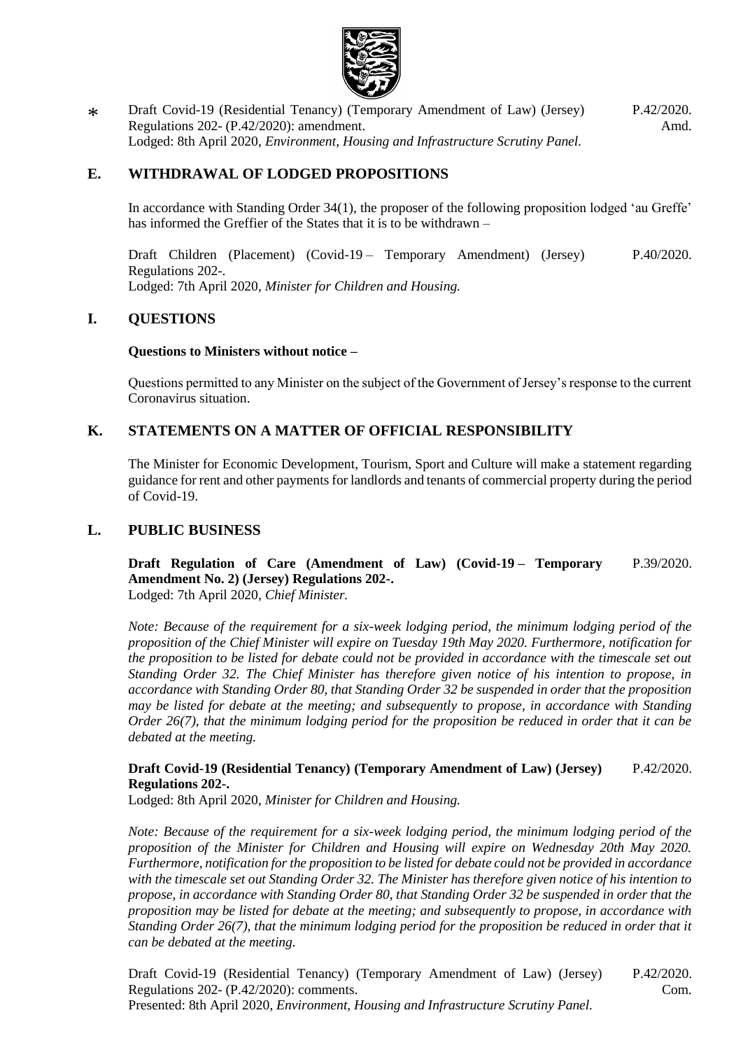\* Draft Covid-19 (Residential Tenancy) (Temporary Amendment of Law) (Jersey) Regulations 202- (P.42/2020): amendment. P.42/2020. Amd.
Lodged: 8th April 2020, *Environment, Housing and Infrastructure Scrutiny Panel.*

## E. WITHDRAWAL OF LODGED PROPOSITIONS

In accordance with Standing Order 34(1), the proposer of the following proposition lodged 'au Greffe' has informed the Greffier of the States that it is to be withdrawn –

Draft Children (Placement) (Covid-19 – Temporary Amendment) (Jersey) Regulations 202-. P.40/2020.
Lodged: 7th April 2020, *Minister for Children and Housing.*

## I. QUESTIONS

**Questions to Ministers without notice –**

Questions permitted to any Minister on the subject of the Government of Jersey's response to the current Coronavirus situation.

## K. STATEMENTS ON A MATTER OF OFFICIAL RESPONSIBILITY

The Minister for Economic Development, Tourism, Sport and Culture will make a statement regarding guidance for rent and other payments for landlords and tenants of commercial property during the period of Covid-19.

## L. PUBLIC BUSINESS

**Draft Regulation of Care (Amendment of Law) (Covid-19 – Temporary Amendment No. 2) (Jersey) Regulations 202-.** P.39/2020.
Lodged: 7th April 2020, *Chief Minister.*

*Note: Because of the requirement for a six-week lodging period, the minimum lodging period of the proposition of the Chief Minister will expire on Tuesday 19th May 2020. Furthermore, notification for the proposition to be listed for debate could not be provided in accordance with the timescale set out Standing Order 32. The Chief Minister has therefore given notice of his intention to propose, in accordance with Standing Order 80, that Standing Order 32 be suspended in order that the proposition may be listed for debate at the meeting; and subsequently to propose, in accordance with Standing Order 26(7), that the minimum lodging period for the proposition be reduced in order that it can be debated at the meeting.*

**Draft Covid-19 (Residential Tenancy) (Temporary Amendment of Law) (Jersey) Regulations 202-.** P.42/2020.
Lodged: 8th April 2020, *Minister for Children and Housing.*

*Note: Because of the requirement for a six-week lodging period, the minimum lodging period of the proposition of the Minister for Children and Housing will expire on Wednesday 20th May 2020. Furthermore, notification for the proposition to be listed for debate could not be provided in accordance with the timescale set out Standing Order 32. The Minister has therefore given notice of his intention to propose, in accordance with Standing Order 80, that Standing Order 32 be suspended in order that the proposition may be listed for debate at the meeting; and subsequently to propose, in accordance with Standing Order 26(7), that the minimum lodging period for the proposition be reduced in order that it can be debated at the meeting.*

Draft Covid-19 (Residential Tenancy) (Temporary Amendment of Law) (Jersey) Regulations 202- (P.42/2020): comments. P.42/2020. Com.
Presented: 8th April 2020, *Environment, Housing and Infrastructure Scrutiny Panel.*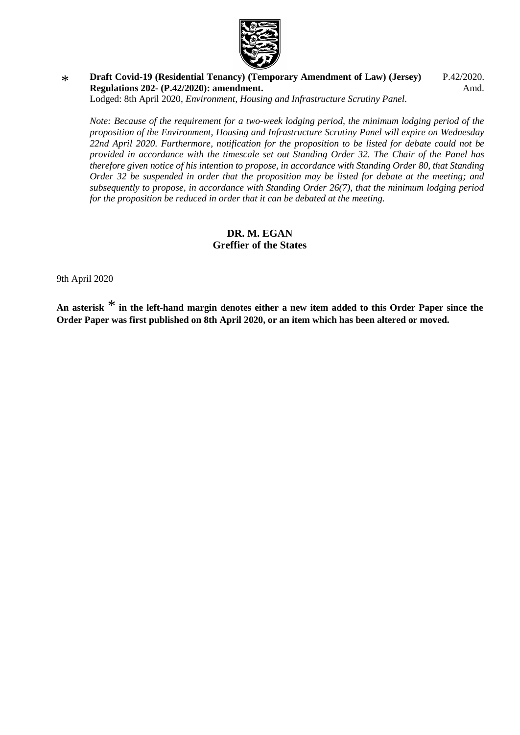\* **Draft Covid-19 (Residential Tenancy) (Temporary Amendment of Law) (Jersey) Regulations 202- (P.42/2020): amendment.** P.42/2020. Amd.
Lodged: 8th April 2020, *Environment, Housing and Infrastructure Scrutiny Panel.*

*Note: Because of the requirement for a two-week lodging period, the minimum lodging period of the proposition of the Environment, Housing and Infrastructure Scrutiny Panel will expire on Wednesday 22nd April 2020. Furthermore, notification for the proposition to be listed for debate could not be provided in accordance with the timescale set out Standing Order 32. The Chair of the Panel has therefore given notice of his intention to propose, in accordance with Standing Order 80, that Standing Order 32 be suspended in order that the proposition may be listed for debate at the meeting; and subsequently to propose, in accordance with Standing Order 26(7), that the minimum lodging period for the proposition be reduced in order that it can be debated at the meeting.*

**DR. M. EGAN**
**Greffier of the States**

9th April 2020

**An asterisk \* in the left-hand margin denotes either a new item added to this Order Paper since the Order Paper was first published on 8th April 2020, or an item which has been altered or moved.**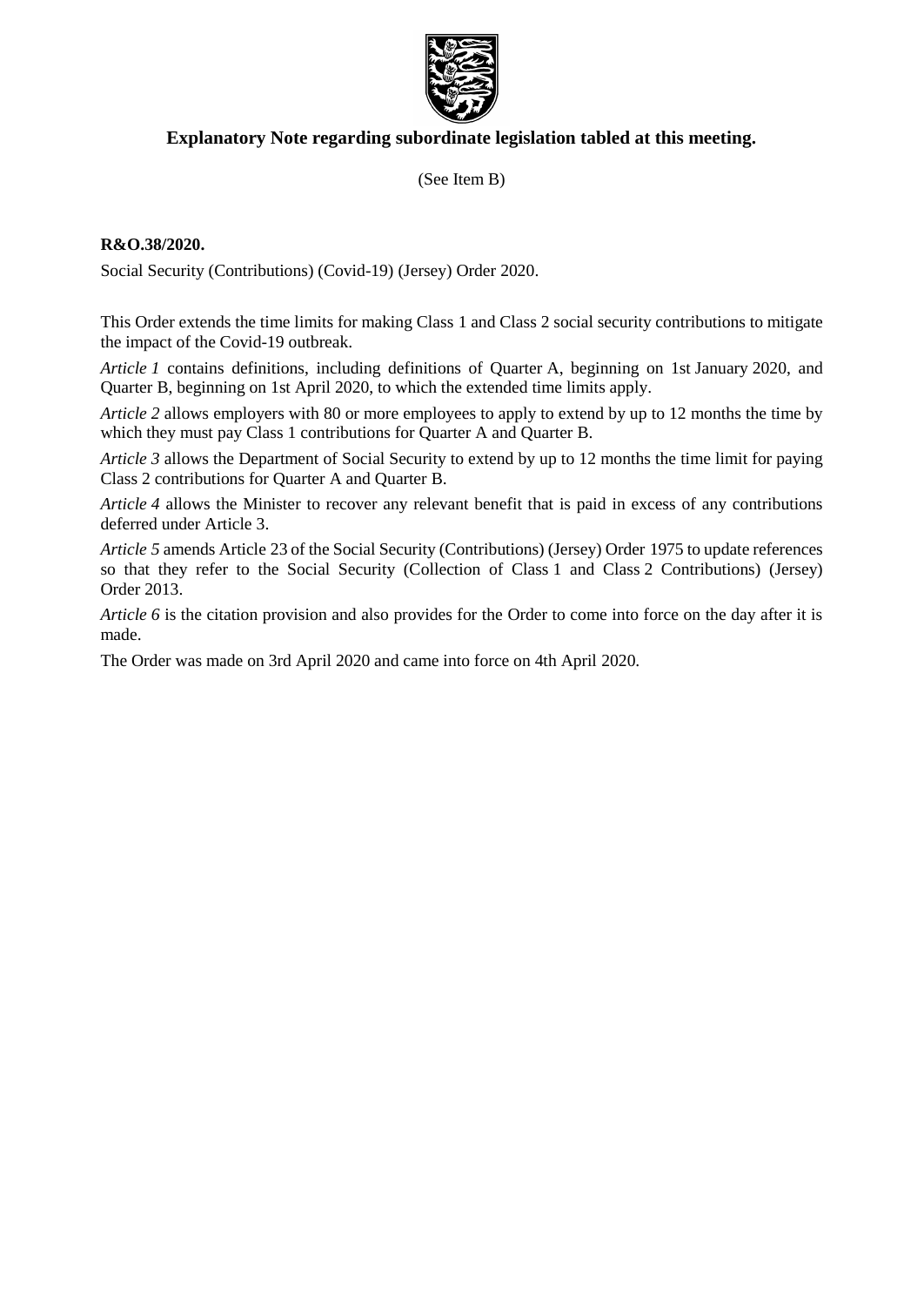## Explanatory Note regarding subordinate legislation tabled at this meeting.

(See Item B)

**R&O.38/2020.**

Social Security (Contributions) (Covid-19) (Jersey) Order 2020.

This Order extends the time limits for making Class 1 and Class 2 social security contributions to mitigate the impact of the Covid-19 outbreak.

*Article 1* contains definitions, including definitions of Quarter A, beginning on 1st January 2020, and Quarter B, beginning on 1st April 2020, to which the extended time limits apply.

*Article 2* allows employers with 80 or more employees to apply to extend by up to 12 months the time by which they must pay Class 1 contributions for Quarter A and Quarter B.

*Article 3* allows the Department of Social Security to extend by up to 12 months the time limit for paying Class 2 contributions for Quarter A and Quarter B.

*Article 4* allows the Minister to recover any relevant benefit that is paid in excess of any contributions deferred under Article 3.

*Article 5* amends Article 23 of the Social Security (Contributions) (Jersey) Order 1975 to update references so that they refer to the Social Security (Collection of Class 1 and Class 2 Contributions) (Jersey) Order 2013.

*Article 6* is the citation provision and also provides for the Order to come into force on the day after it is made.

The Order was made on 3rd April 2020 and came into force on 4th April 2020.